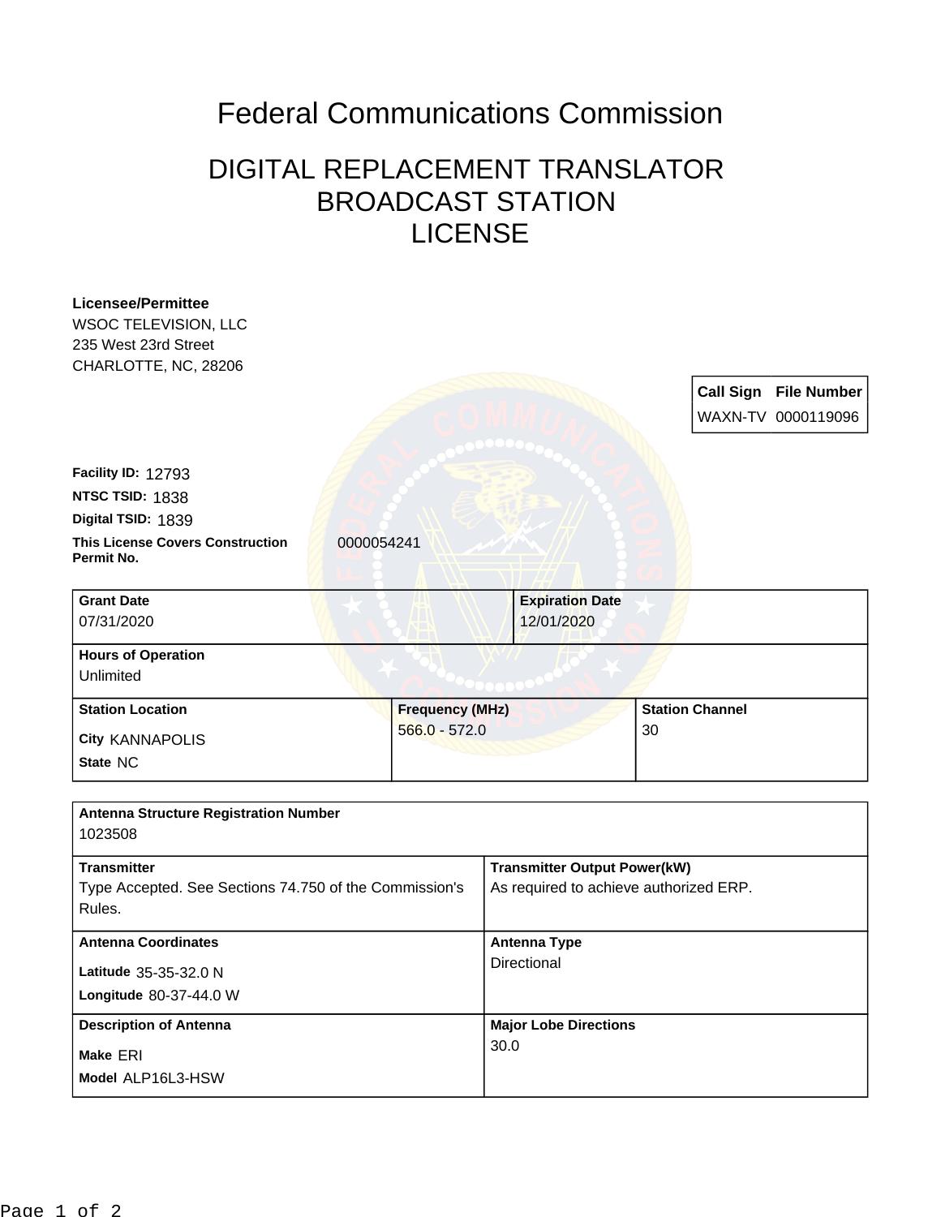# Federal Communications Commission

## DIGITAL REPLACEMENT TRANSLATOR BROADCAST STATION LICENSE

**Licensee/Permittee**
WSOC TELEVISION, LLC
235 West 23rd Street
CHARLOTTE, NC, 28206

| Call Sign | File Number |
| --- | --- |
| WAXN-TV | 0000119096 |

**Facility ID:** 12793
**NTSC TSID:** 1838
**Digital TSID:** 1839
**This License Covers Construction Permit No.** 0000054241

| Grant Date | Expiration Date |
| --- | --- |
| 07/31/2020 | 12/01/2020 |

**Hours of Operation**
Unlimited

| Station Location | Frequency (MHz) | Station Channel |
| --- | --- | --- |
| City KANNAPOLIS<br>State NC | 566.0 - 572.0 | 30 |

**Antenna Structure Registration Number**
1023508

| Transmitter | Transmitter Output Power(kW) |
| --- | --- |
| Type Accepted. See Sections 74.750 of the Commission's Rules. | As required to achieve authorized ERP. |

| Antenna Coordinates | Antenna Type |
| --- | --- |
| Latitude 35-35-32.0 N<br>Longitude 80-37-44.0 W | Directional |

| Description of Antenna | Major Lobe Directions |
| --- | --- |
| Make ERI<br>Model ALP16L3-HSW | 30.0 |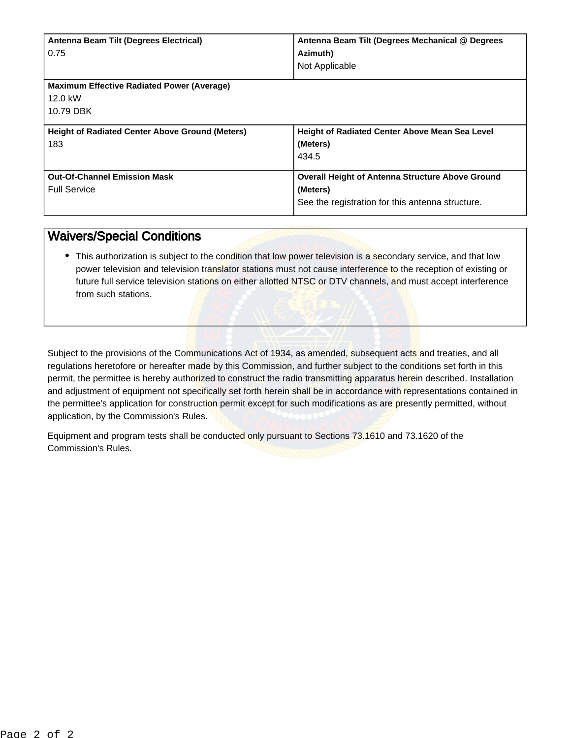| | |
|---|---|
| **Antenna Beam Tilt (Degrees Electrical)**<br>0.75 | **Antenna Beam Tilt (Degrees Mechanical @ Degrees Azimuth)**<br>Not Applicable |
| **Maximum Effective Radiated Power (Average)**<br>12.0 kW<br>10.79 DBK | |
| **Height of Radiated Center Above Ground (Meters)**<br>183 | **Height of Radiated Center Above Mean Sea Level (Meters)**<br>434.5 |
| **Out-Of-Channel Emission Mask**<br>Full Service | **Overall Height of Antenna Structure Above Ground (Meters)**<br>See the registration for this antenna structure. |

## Waivers/Special Conditions

- This authorization is subject to the condition that low power television is a secondary service, and that low power television and television translator stations must not cause interference to the reception of existing or future full service television stations on either allotted NTSC or DTV channels, and must accept interference from such stations.

Subject to the provisions of the Communications Act of 1934, as amended, subsequent acts and treaties, and all regulations heretofore or hereafter made by this Commission, and further subject to the conditions set forth in this permit, the permittee is hereby authorized to construct the radio transmitting apparatus herein described. Installation and adjustment of equipment not specifically set forth herein shall be in accordance with representations contained in the permittee's application for construction permit except for such modifications as are presently permitted, without application, by the Commission's Rules.

Equipment and program tests shall be conducted only pursuant to Sections 73.1610 and 73.1620 of the Commission's Rules.